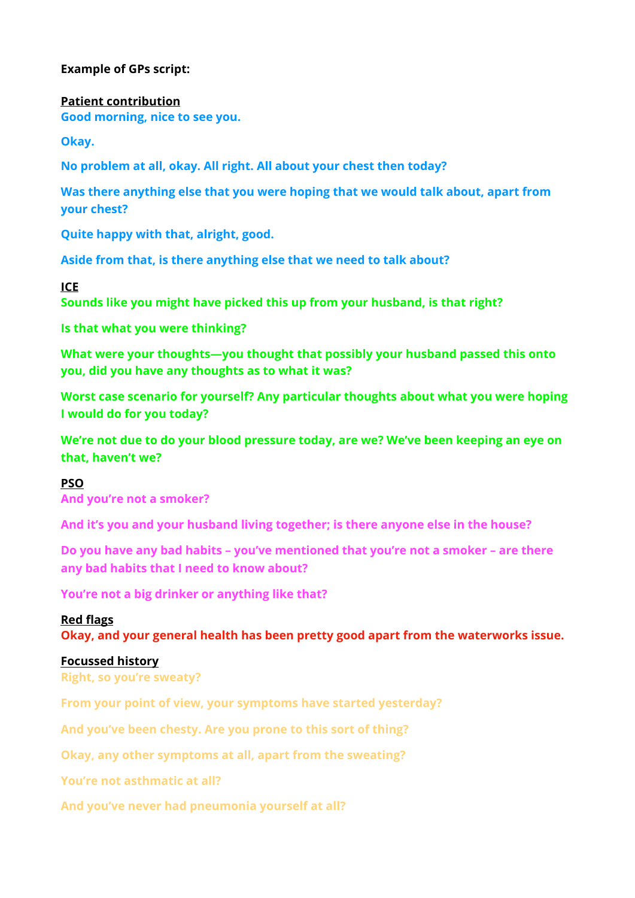**Example of GPs script:**

**Patient contribution**

**Good morning, nice to see you.**

**Okay.**

**No problem at all, okay. All right. All about your chest then today?**

**Was there anything else that you were hoping that we would talk about, apart from your chest?**

**Quite happy with that, alright, good.**

**Aside from that, is there anything else that we need to talk about?**

**ICE**

**Sounds like you might have picked this up from your husband, is that right?**

**Is that what you were thinking?**

**What were your thoughts—you thought that possibly your husband passed this onto you, did you have any thoughts as to what it was?**

**Worst case scenario for yourself? Any particular thoughts about what you were hoping I would do for you today?**

**We're not due to do your blood pressure today, are we? We've been keeping an eye on that, haven't we?**

**PSO**

**And you're not a smoker?**

**And it's you and your husband living together; is there anyone else in the house?**

**Do you have any bad habits – you've mentioned that you're not a smoker – are there any bad habits that I need to know about?**

**You're not a big drinker or anything like that?**

**Red flags**

**Okay, and your general health has been pretty good apart from the waterworks issue.**

**Focussed history**

**Right, so you're sweaty?**

**From your point of view, your symptoms have started yesterday?**

**And you've been chesty. Are you prone to this sort of thing?**

**Okay, any other symptoms at all, apart from the sweating?**

**You're not asthmatic at all?**

**And you've never had pneumonia yourself at all?**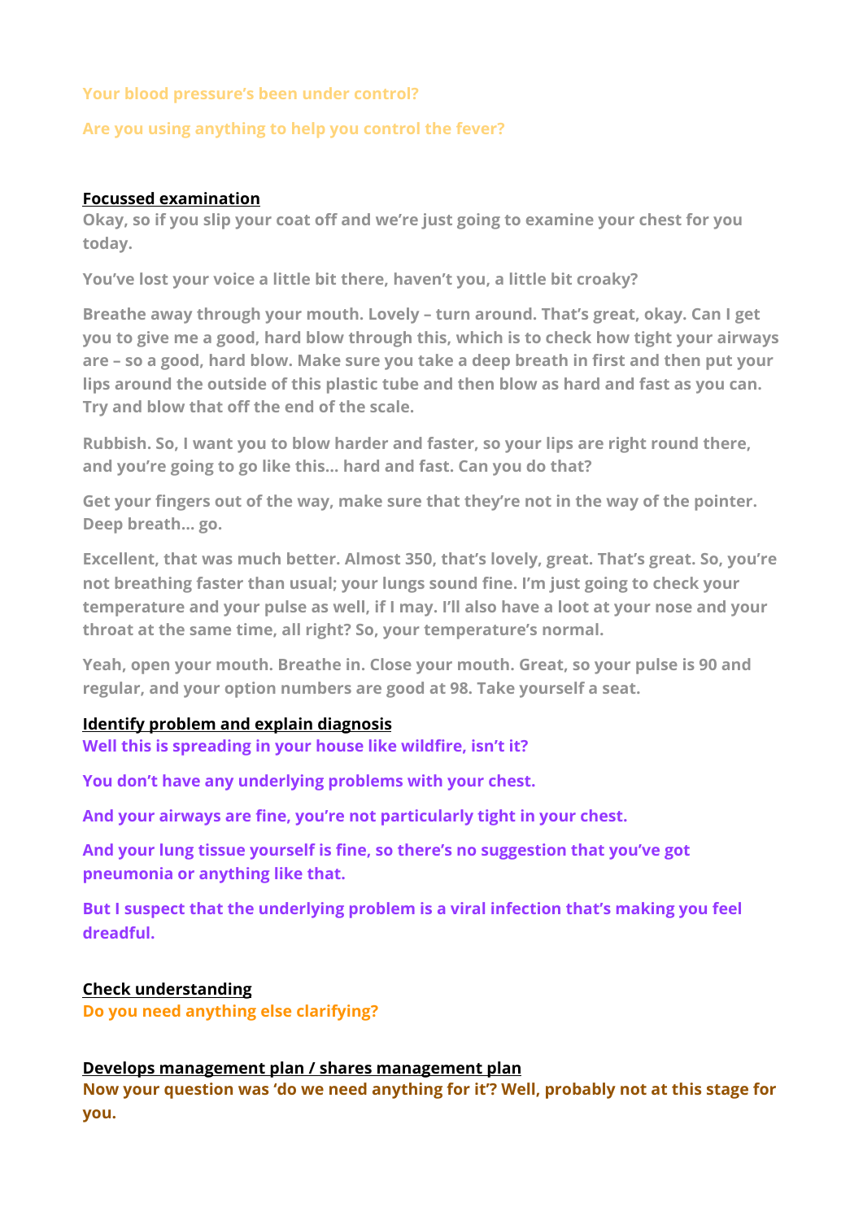**Your blood pressure's been under control?**

**Are you using anything to help you control the fever?**

**Focussed examination**

**Okay, so if you slip your coat off and we're just going to examine your chest for you today.**

**You've lost your voice a little bit there, haven't you, a little bit croaky?**

**Breathe away through your mouth. Lovely – turn around. That's great, okay. Can I get you to give me a good, hard blow through this, which is to check how tight your airways are – so a good, hard blow. Make sure you take a deep breath in first and then put your lips around the outside of this plastic tube and then blow as hard and fast as you can. Try and blow that off the end of the scale.**

**Rubbish. So, I want you to blow harder and faster, so your lips are right round there, and you're going to go like this... hard and fast. Can you do that?**

**Get your fingers out of the way, make sure that they're not in the way of the pointer. Deep breath... go.**

**Excellent, that was much better. Almost 350, that's lovely, great. That's great. So, you're not breathing faster than usual; your lungs sound fine. I'm just going to check your temperature and your pulse as well, if I may. I'll also have a loot at your nose and your throat at the same time, all right? So, your temperature's normal.**

**Yeah, open your mouth. Breathe in. Close your mouth. Great, so your pulse is 90 and regular, and your option numbers are good at 98. Take yourself a seat.**

**Identify problem and explain diagnosis**

**Well this is spreading in your house like wildfire, isn't it?**

**You don't have any underlying problems with your chest.**

**And your airways are fine, you're not particularly tight in your chest.**

**And your lung tissue yourself is fine, so there's no suggestion that you've got pneumonia or anything like that.**

**But I suspect that the underlying problem is a viral infection that's making you feel dreadful.**

**Check understanding**

**Do you need anything else clarifying?**

**Develops management plan / shares management plan**

**Now your question was 'do we need anything for it'? Well, probably not at this stage for you.**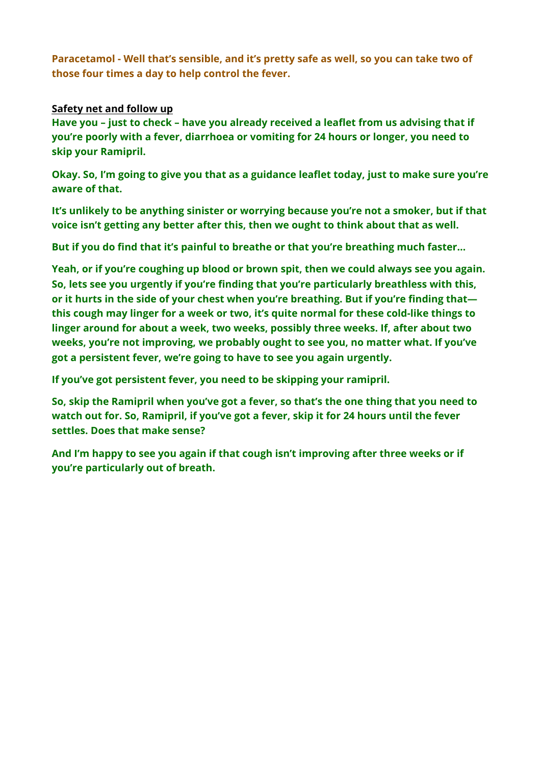**Paracetamol - Well that's sensible, and it's pretty safe as well, so you can take two of those four times a day to help control the fever.**

**Safety net and follow up**

**Have you – just to check – have you already received a leaflet from us advising that if you're poorly with a fever, diarrhoea or vomiting for 24 hours or longer, you need to skip your Ramipril.**

**Okay. So, I'm going to give you that as a guidance leaflet today, just to make sure you're aware of that.**

**It's unlikely to be anything sinister or worrying because you're not a smoker, but if that voice isn't getting any better after this, then we ought to think about that as well.**

**But if you do find that it's painful to breathe or that you're breathing much faster…**

**Yeah, or if you're coughing up blood or brown spit, then we could always see you again. So, lets see you urgently if you're finding that you're particularly breathless with this, or it hurts in the side of your chest when you're breathing. But if you're finding that—this cough may linger for a week or two, it's quite normal for these cold-like things to linger around for about a week, two weeks, possibly three weeks. If, after about two weeks, you're not improving, we probably ought to see you, no matter what. If you've got a persistent fever, we're going to have to see you again urgently.**

**If you've got persistent fever, you need to be skipping your ramipril.**

**So, skip the Ramipril when you've got a fever, so that's the one thing that you need to watch out for. So, Ramipril, if you've got a fever, skip it for 24 hours until the fever settles. Does that make sense?**

**And I'm happy to see you again if that cough isn't improving after three weeks or if you're particularly out of breath.**